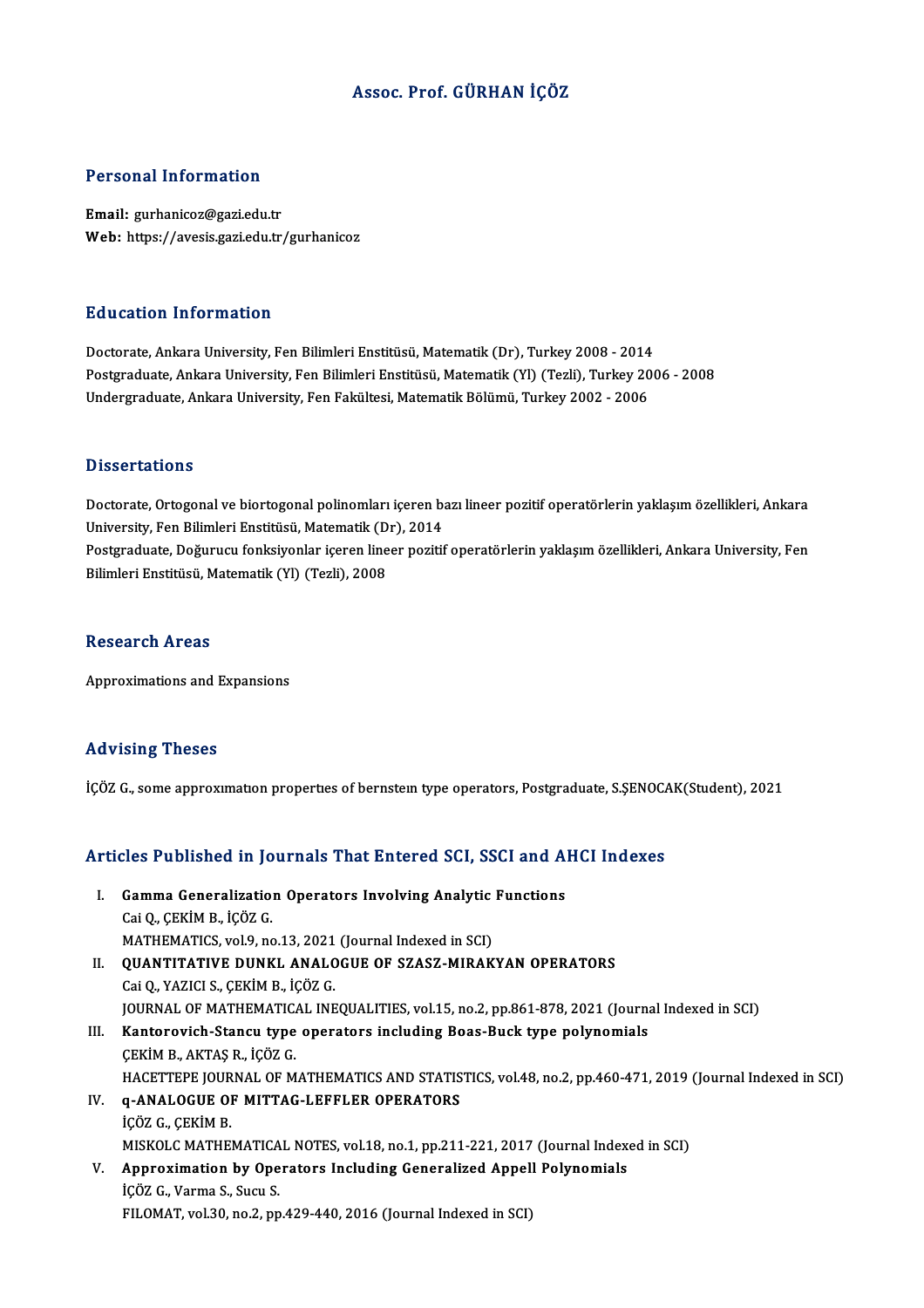# Assoc. Prof. GÜRHAN İÇÖZ

## Personal Information

**Email:** gurhanicoz@gazi.edu.tr
**Web:** https://avesis.gazi.edu.tr/gurhanicoz

## Education Information

Doctorate, Ankara University, Fen Bilimleri Enstitüsü, Matematik (Dr), Turkey 2008 - 2014
Postgraduate, Ankara University, Fen Bilimleri Enstitüsü, Matematik (Yl) (Tezli), Turkey 2006 - 2008
Undergraduate, Ankara University, Fen Fakültesi, Matematik Bölümü, Turkey 2002 - 2006

## Dissertations

Doctorate, Ortogonal ve biortogonal polinomları içeren bazı lineer pozitif operatörlerin yaklaşım özellikleri, Ankara University, Fen Bilimleri Enstitüsü, Matematik (Dr), 2014
Postgraduate, Doğurucu fonksiyonlar içeren lineer pozitif operatörlerin yaklaşım özellikleri, Ankara University, Fen Bilimleri Enstitüsü, Matematik (Yl) (Tezli), 2008

## Research Areas

Approximations and Expansions

## Advising Theses

İÇÖZ G., some approxımatıon propertıes of bernsteın type operators, Postgraduate, S.ŞENOCAK(Student), 2021

## Articles Published in Journals That Entered SCI, SSCI and AHCI Indexes

I. **Gamma Generalization Operators Involving Analytic Functions**
   Cai Q., ÇEKİM B., İÇÖZ G.
   MATHEMATICS, vol.9, no.13, 2021 (Journal Indexed in SCI)
II. **QUANTITATIVE DUNKL ANALOGUE OF SZASZ-MIRAKYAN OPERATORS**
   Cai Q., YAZICI S., ÇEKİM B., İÇÖZ G.
   JOURNAL OF MATHEMATICAL INEQUALITIES, vol.15, no.2, pp.861-878, 2021 (Journal Indexed in SCI)
III. **Kantorovich-Stancu type operators including Boas-Buck type polynomials**
   ÇEKİM B., AKTAŞ R., İÇÖZ G.
   HACETTEPE JOURNAL OF MATHEMATICS AND STATISTICS, vol.48, no.2, pp.460-471, 2019 (Journal Indexed in SCI)
IV. **q-ANALOGUE OF MITTAG-LEFFLER OPERATORS**
   İÇÖZ G., ÇEKİM B.
   MISKOLC MATHEMATICAL NOTES, vol.18, no.1, pp.211-221, 2017 (Journal Indexed in SCI)
V. **Approximation by Operators Including Generalized Appell Polynomials**
   İÇÖZ G., Varma S., Sucu S.
   FILOMAT, vol.30, no.2, pp.429-440, 2016 (Journal Indexed in SCI)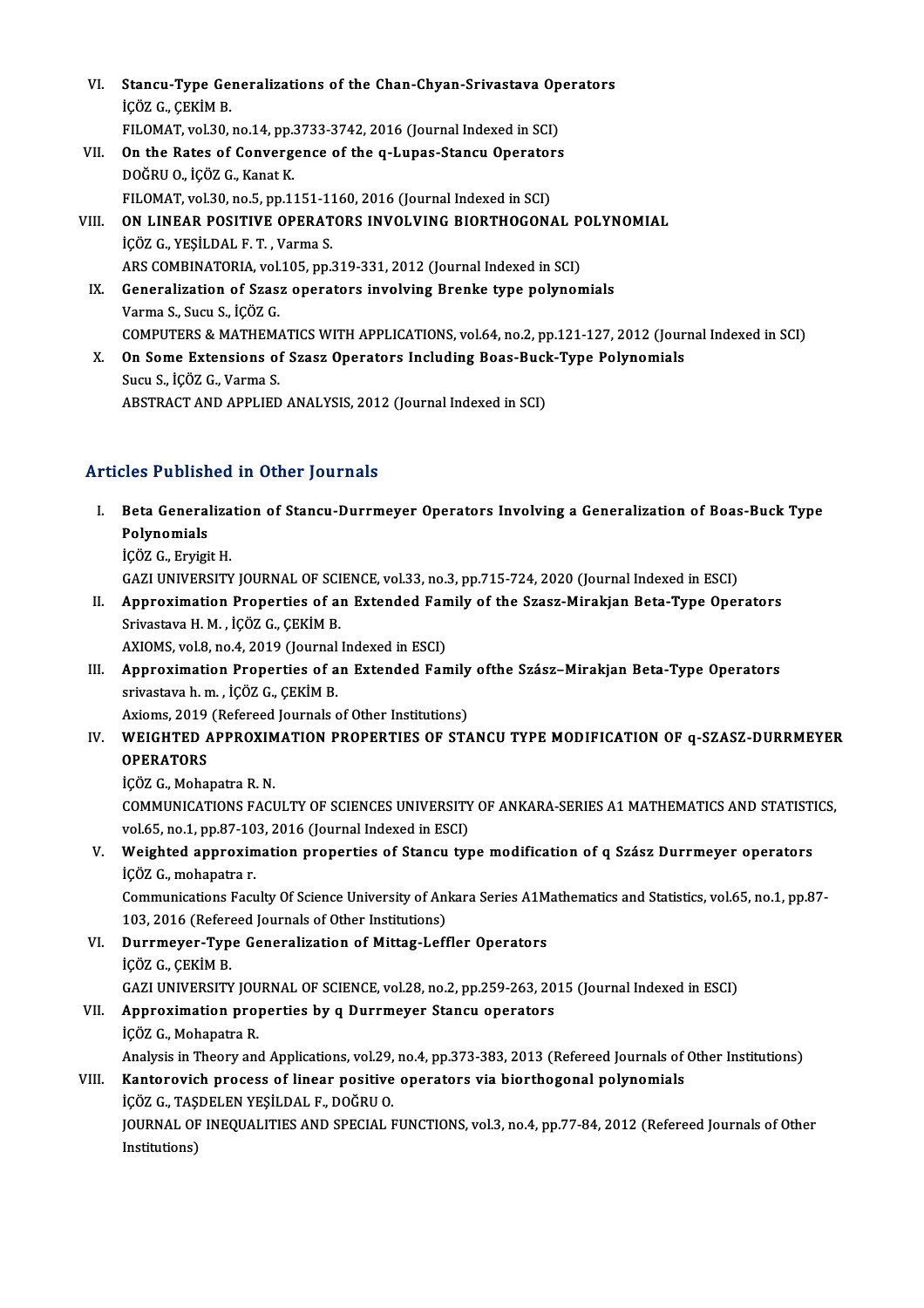VI. **Stancu-Type Generalizations of the Chan-Chyan-Srivastava Operators**
İÇÖZ G., ÇEKİM B.
FILOMAT, vol.30, no.14, pp.3733-3742, 2016 (Journal Indexed in SCI)

VII. **On the Rates of Convergence of the q-Lupas-Stancu Operators**
DOĞRU O., İÇÖZ G., Kanat K.
FILOMAT, vol.30, no.5, pp.1151-1160, 2016 (Journal Indexed in SCI)

VIII. **ON LINEAR POSITIVE OPERATORS INVOLVING BIORTHOGONAL POLYNOMIAL**
İÇÖZ G., YEŞİLDAL F. T. , Varma S.
ARS COMBINATORIA, vol.105, pp.319-331, 2012 (Journal Indexed in SCI)

IX. **Generalization of Szasz operators involving Brenke type polynomials**
Varma S., Sucu S., İÇÖZ G.
COMPUTERS & MATHEMATICS WITH APPLICATIONS, vol.64, no.2, pp.121-127, 2012 (Journal Indexed in SCI)

X. **On Some Extensions of Szasz Operators Including Boas-Buck-Type Polynomials**
Sucu S., İÇÖZ G., Varma S.
ABSTRACT AND APPLIED ANALYSIS, 2012 (Journal Indexed in SCI)

## Articles Published in Other Journals

I. **Beta Generalization of Stancu-Durrmeyer Operators Involving a Generalization of Boas-Buck Type Polynomials**
İÇÖZ G., Eryigit H.
GAZI UNIVERSITY JOURNAL OF SCIENCE, vol.33, no.3, pp.715-724, 2020 (Journal Indexed in ESCI)

II. **Approximation Properties of an Extended Family of the Szasz-Mirakjan Beta-Type Operators**
Srivastava H. M. , İÇÖZ G., ÇEKİM B.
AXIOMS, vol.8, no.4, 2019 (Journal Indexed in ESCI)

III. **Approximation Properties of an Extended Family ofthe Szász–Mirakjan Beta-Type Operators**
srivastava h. m. , İÇÖZ G., ÇEKİM B.
Axioms, 2019 (Refereed Journals of Other Institutions)

IV. **WEIGHTED APPROXIMATION PROPERTIES OF STANCU TYPE MODIFICATION OF q-SZASZ-DURRMEYER OPERATORS**
İÇÖZ G., Mohapatra R. N.
COMMUNICATIONS FACULTY OF SCIENCES UNIVERSITY OF ANKARA-SERIES A1 MATHEMATICS AND STATISTICS, vol.65, no.1, pp.87-103, 2016 (Journal Indexed in ESCI)

V. **Weighted approximation properties of Stancu type modification of q Szász Durrmeyer operators**
İÇÖZ G., mohapatra r.
Communications Faculty Of Science University of Ankara Series A1Mathematics and Statistics, vol.65, no.1, pp.87-103, 2016 (Refereed Journals of Other Institutions)

VI. **Durrmeyer-Type Generalization of Mittag-Leffler Operators**
İÇÖZ G., ÇEKİM B.
GAZI UNIVERSITY JOURNAL OF SCIENCE, vol.28, no.2, pp.259-263, 2015 (Journal Indexed in ESCI)

VII. **Approximation properties by q Durrmeyer Stancu operators**
İÇÖZ G., Mohapatra R.
Analysis in Theory and Applications, vol.29, no.4, pp.373-383, 2013 (Refereed Journals of Other Institutions)

VIII. **Kantorovich process of linear positive operators via biorthogonal polynomials**
İÇÖZ G., TAŞDELEN YEŞİLDAL F., DOĞRU O.
JOURNAL OF INEQUALITIES AND SPECIAL FUNCTIONS, vol.3, no.4, pp.77-84, 2012 (Refereed Journals of Other Institutions)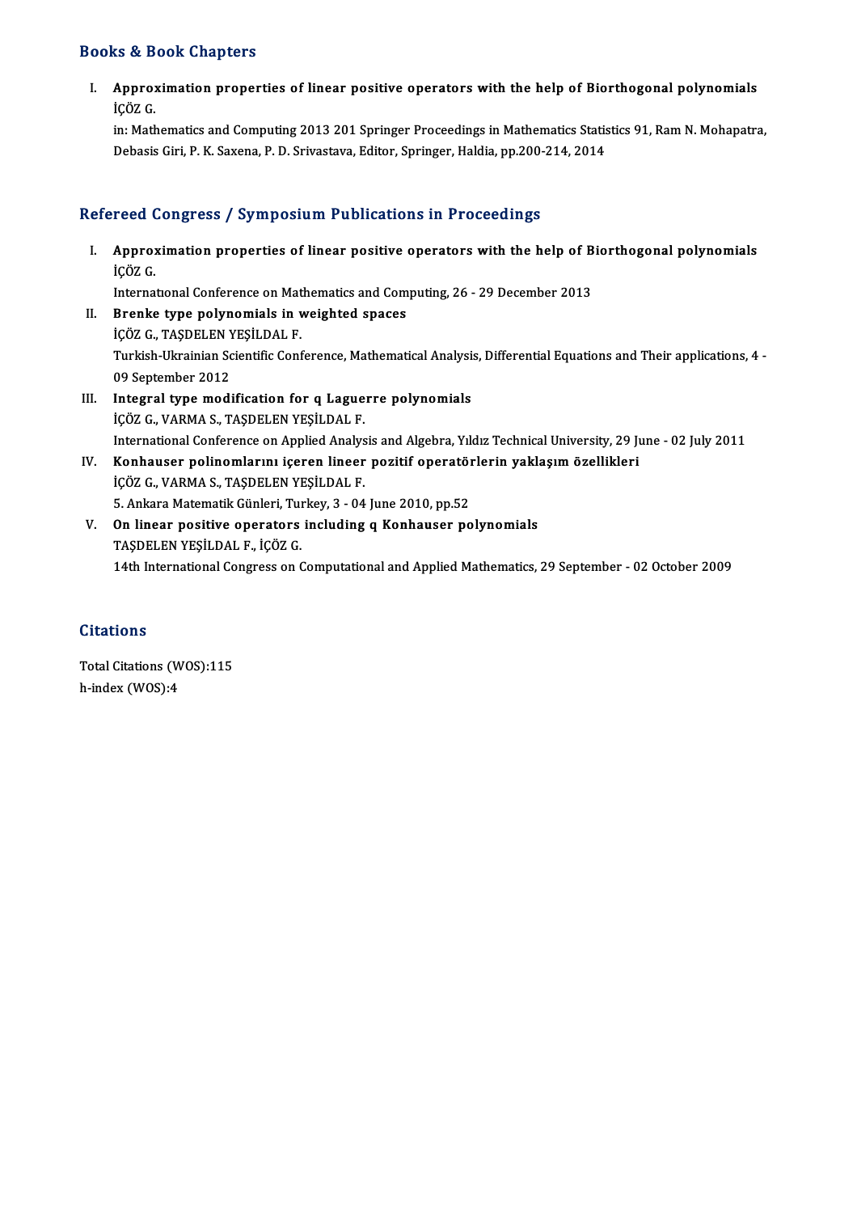## Books & Book Chapters

I. **Approximation properties of linear positive operators with the help of Biorthogonal polynomials**
   İÇÖZ G.
   in: Mathematics and Computing 2013 201 Springer Proceedings in Mathematics Statistics 91, Ram N. Mohapatra, Debasis Giri, P. K. Saxena, P. D. Srivastava, Editor, Springer, Haldia, pp.200-214, 2014

## Refereed Congress / Symposium Publications in Proceedings

I. **Approximation properties of linear positive operators with the help of Biorthogonal polynomials**
   İÇÖZ G.
   International Conference on Mathematics and Computing, 26 - 29 December 2013

II. **Brenke type polynomials in weighted spaces**
   İÇÖZ G., TAŞDELEN YEŞİLDAL F.
   Turkish-Ukrainian Scientific Conference, Mathematical Analysis, Differential Equations and Their applications, 4 - 09 September 2012

III. **Integral type modification for q Laguerre polynomials**
   İÇÖZ G., VARMA S., TAŞDELEN YEŞİLDAL F.
   International Conference on Applied Analysis and Algebra, Yıldız Technical University, 29 June - 02 July 2011

IV. **Konhauser polinomlarını içeren lineer pozitif operatörlerin yaklaşım özellikleri**
   İÇÖZ G., VARMA S., TAŞDELEN YEŞİLDAL F.
   5. Ankara Matematik Günleri, Turkey, 3 - 04 June 2010, pp.52

V. **On linear positive operators including q Konhauser polynomials**
   TAŞDELEN YEŞİLDAL F., İÇÖZ G.
   14th International Congress on Computational and Applied Mathematics, 29 September - 02 October 2009

## Citations

Total Citations (WOS):115
h-index (WOS):4